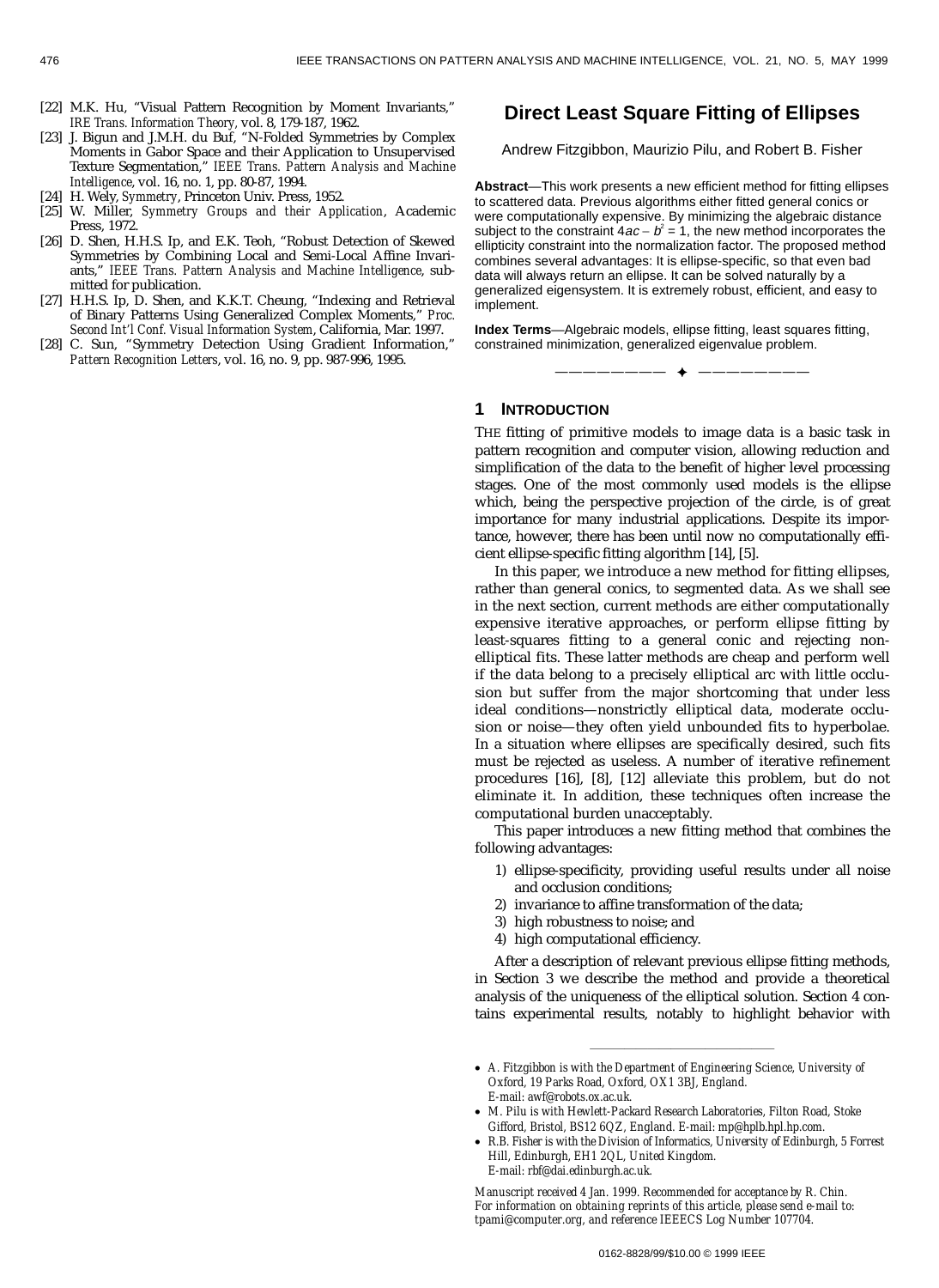[22] M.K. Hu, "Visual Pattern Recognition by Moment Invariants," *IRE Trans. Information Theory,* vol. 8, 179-187, 1962.

[23] J. Bigun and J.M.H. du Buf, "N-Folded Symmetries by Complex Moments in Gabor Space and their Application to Unsupervised Texture Segmentation," *IEEE Trans. Pattern Analysis and Machine Intelligence*, vol. 16, no. 1, pp. 80-87, 1994.

[24] H. Wely, *Symmetry*, Princeton Univ. Press, 1952.

[25] W. Miller, *Symmetry Groups and their Application*, Academic Press, 1972.

[26] D. Shen, H.H.S. Ip, and E.K. Teoh, "Robust Detection of Skewed Symmetries by Combining Local and Semi-Local Affine Invariants," *IEEE Trans. Pattern Analysis and Machine Intelligence*, submitted for publication.

[27] H.H.S. Ip, D. Shen, and K.K.T. Cheung, "Indexing and Retrieval of Binary Patterns Using Generalized Complex Moments," *Proc. Second Int'l Conf. Visual Information System*, California, Mar. 1997.

[28] C. Sun, "Symmetry Detection Using Gradient Information," *Pattern Recognition Letters*, vol. 16, no. 9, pp. 987-996, 1995.

# Direct Least Square Fitting of Ellipses

Andrew Fitzgibbon, Maurizio Pilu, and Robert B. Fisher

**Abstract**—This work presents a new efficient method for fitting ellipses to scattered data. Previous algorithms either fitted general conics or were computationally expensive. By minimizing the algebraic distance subject to the constraint $4ac - b^2 = 1$, the new method incorporates the ellipticity constraint into the normalization factor. The proposed method combines several advantages: It is ellipse-specific, so that even bad data will always return an ellipse. It can be solved naturally by a generalized eigensystem. It is extremely robust, efficient, and easy to implement.

**Index Terms**—Algebraic models, ellipse fitting, least squares fitting, constrained minimization, generalized eigenvalue problem.

## 1 Introduction

The fitting of primitive models to image data is a basic task in pattern recognition and computer vision, allowing reduction and simplification of the data to the benefit of higher level processing stages. One of the most commonly used models is the ellipse which, being the perspective projection of the circle, is of great importance for many industrial applications. Despite its importance, however, there has been until now no computationally efficient ellipse-specific fitting algorithm [14], [5].

In this paper, we introduce a new method for fitting ellipses, rather than general conics, to segmented data. As we shall see in the next section, current methods are either computationally expensive iterative approaches, or perform ellipse fitting by least-squares fitting to a general conic and rejecting non-elliptical fits. These latter methods are cheap and perform well if the data belong to a precisely elliptical arc with little occlusion but suffer from the major shortcoming that under less ideal conditions—nonstrictly elliptical data, moderate occlusion or noise—they often yield unbounded fits to hyperbolae. In a situation where ellipses are specifically desired, such fits must be rejected as useless. A number of iterative refinement procedures [16], [8], [12] alleviate this problem, but do not eliminate it. In addition, these techniques often increase the computational burden unacceptably.

This paper introduces a new fitting method that combines the following advantages:

1) ellipse-specificity, providing useful results under all noise and occlusion conditions;
2) invariance to affine transformation of the data;
3) high robustness to noise; and
4) high computational efficiency.

After a description of relevant previous ellipse fitting methods, in Section 3 we describe the method and provide a theoretical analysis of the uniqueness of the elliptical solution. Section 4 contains experimental results, notably to highlight behavior with

- *A. Fitzgibbon is with the Department of Engineering Science, University of Oxford, 19 Parks Road, Oxford, OX1 3BJ, England. E-mail: awf@robots.ox.ac.uk.*
- *M. Pilu is with Hewlett-Packard Research Laboratories, Filton Road, Stoke Gifford, Bristol, BS12 6QZ, England. E-mail: mp@hplb.hpl.hp.com.*
- *R.B. Fisher is with the Division of Informatics, University of Edinburgh, 5 Forrest Hill, Edinburgh, EH1 2QL, United Kingdom. E-mail: rbf@dai.edinburgh.ac.uk.*

*Manuscript received 4 Jan. 1999. Recommended for acceptance by R. Chin. For information on obtaining reprints of this article, please send e-mail to: tpami@computer.org, and reference IEEECS Log Number 107704.*

0162-8828/99/$10.00 © 1999 IEEE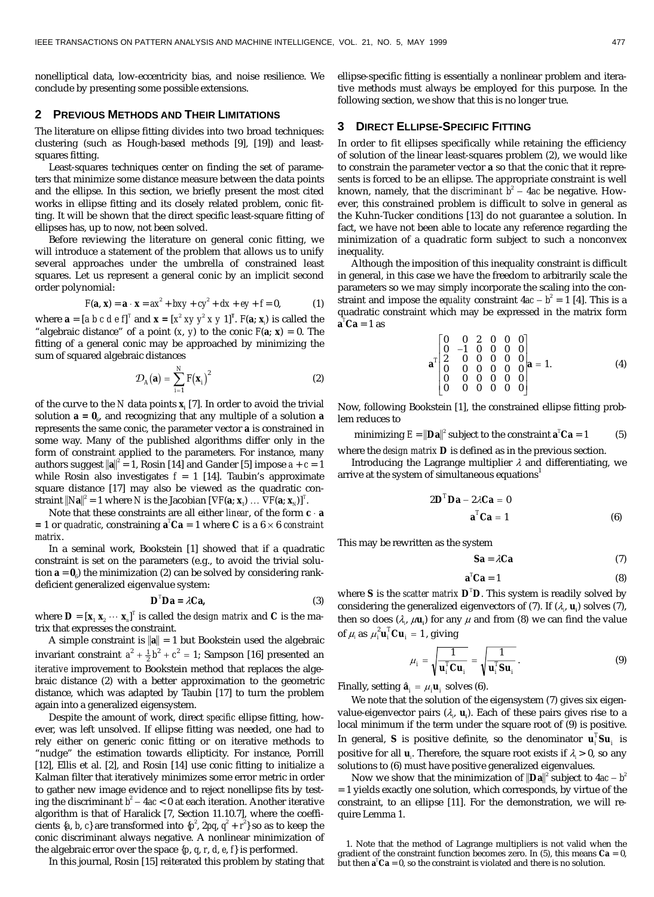nonelliptical data, low-eccentricity bias, and noise resilience. We conclude by presenting some possible extensions.

## 2 Previous Methods and Their Limitations

The literature on ellipse fitting divides into two broad techniques: clustering (such as Hough-based methods [9], [19]) and least-squares fitting.

Least-squares techniques center on finding the set of parameters that minimize some distance measure between the data points and the ellipse. In this section, we briefly present the most cited works in ellipse fitting and its closely related problem, conic fitting. It will be shown that the direct specific least-square fitting of ellipses has, up to now, not been solved.

Before reviewing the literature on general conic fitting, we will introduce a statement of the problem that allows us to unify several approaches under the umbrella of constrained least squares. Let us represent a general conic by an implicit second order polynomial:

$$F(\mathbf{a}, \mathbf{x}) = \mathbf{a} \cdot \mathbf{x} = ax^2 + bxy + cy^2 + dx + ey + f = 0, \tag{1}$$

where $\mathbf{a} = [a\ b\ c\ d\ e\ f]^T$ and $\mathbf{x} = [x^2\ xy\ y^2\ x\ y\ 1]^T$. $F(\mathbf{a}; \mathbf{x}_i)$ is called the "algebraic distance" of a point $(x, y)$ to the conic $F(\mathbf{a}; \mathbf{x}) = 0$. The fitting of a general conic may be approached by minimizing the sum of squared algebraic distances

$$\mathcal{D}_A(\mathbf{a}) = \sum_{i=1}^{N} F(\mathbf{x}_i)^2 \tag{2}$$

of the curve to the $N$ data points $\mathbf{x}_i$ [7]. In order to avoid the trivial solution $\mathbf{a} = \mathbf{0}_6$, and recognizing that any multiple of a solution $\mathbf{a}$ represents the same conic, the parameter vector $\mathbf{a}$ is constrained in some way. Many of the published algorithms differ only in the form of constraint applied to the parameters. For instance, many authors suggest $\|\mathbf{a}\|^2 = 1$, Rosin [14] and Gander [5] impose $a + c = 1$ while Rosin also investigates $f = 1$ [14]. Taubin's approximate square distance [17] may also be viewed as the quadratic constraint $\|N\mathbf{a}\|^2 = 1$ where $N$ is the Jacobian $[\nabla F(\mathbf{a}; \mathbf{x}_1) \ldots \nabla F(\mathbf{a}; \mathbf{x}_N)]^T$.

Note that these constraints are all either *linear*, of the form $\mathbf{c} \cdot \mathbf{a} = 1$ or *quadratic*, constraining $\mathbf{a}^T\mathbf{C}\mathbf{a} = 1$ where $\mathbf{C}$ is a $6 \times 6$ *constraint matrix*.

In a seminal work, Bookstein [1] showed that if a quadratic constraint is set on the parameters (e.g., to avoid the trivial solution $\mathbf{a} = \mathbf{0}_6$) the minimization (2) can be solved by considering rank-deficient generalized eigenvalue system:

$$\mathbf{D}^T\mathbf{D}\mathbf{a} = \lambda\mathbf{C}\mathbf{a}, \tag{3}$$

where $\mathbf{D} = [\mathbf{x}_1\ \mathbf{x}_2 \cdots \mathbf{x}_n]^T$ is called the *design matrix* and $\mathbf{C}$ is the matrix that expresses the constraint.

A simple constraint is $\|\mathbf{a}\| = 1$ but Bookstein used the algebraic invariant constraint $a^2 + \frac{1}{2}b^2 + c^2 = 1$; Sampson [16] presented an *iterative* improvement to Bookstein method that replaces the algebraic distance (2) with a better approximation to the geometric distance, which was adapted by Taubin [17] to turn the problem again into a generalized eigensystem.

Despite the amount of work, direct *specific* ellipse fitting, however, was left unsolved. If ellipse fitting was needed, one had to rely either on generic conic fitting or on iterative methods to "nudge" the estimation towards ellipticity. For instance, Porrill [12], Ellis et al. [2], and Rosin [14] use conic fitting to initialize a Kalman filter that iteratively minimizes some error metric in order to gather new image evidence and to reject nonellipse fits by testing the discriminant $b^2 - 4ac < 0$ at each iteration. Another iterative algorithm is that of Haralick [7, Section 11.10.7], where the coefficients $\{a, b, c\}$ are transformed into $\{p^2, 2pq, q^2 + r^2\}$ so as to keep the conic discriminant always negative. A nonlinear minimization of the algebraic error over the space $\{p, q, r, d, e, f\}$ is performed.

In this journal, Rosin [15] reiterated this problem by stating that ellipse-specific fitting is essentially a nonlinear problem and iterative methods must always be employed for this purpose. In the following section, we show that this is no longer true.

## 3 Direct Ellipse-Specific Fitting

In order to fit ellipses specifically while retaining the efficiency of solution of the linear least-squares problem (2), we would like to constrain the parameter vector $\mathbf{a}$ so that the conic that it represents is forced to be an ellipse. The appropriate constraint is well known, namely, that the *discriminant* $b^2 - 4ac$ be negative. However, this constrained problem is difficult to solve in general as the Kuhn-Tucker conditions [13] do not guarantee a solution. In fact, we have not been able to locate any reference regarding the minimization of a quadratic form subject to such a nonconvex inequality.

Although the imposition of this inequality constraint is difficult in general, in this case we have the freedom to arbitrarily scale the parameters so we may simply incorporate the scaling into the constraint and impose the *equality* constraint $4ac - b^2 = 1$ [4]. This is a quadratic constraint which may be expressed in the matrix form $\mathbf{a}^T\mathbf{C}\mathbf{a} = 1$ as

$$\mathbf{a}^T \begin{bmatrix} 0 & 0 & 2 & 0 & 0 & 0 \\ 0 & -1 & 0 & 0 & 0 & 0 \\ 2 & 0 & 0 & 0 & 0 & 0 \\ 0 & 0 & 0 & 0 & 0 & 0 \\ 0 & 0 & 0 & 0 & 0 & 0 \\ 0 & 0 & 0 & 0 & 0 & 0 \end{bmatrix} \mathbf{a} = 1. \tag{4}$$

Now, following Bookstein [1], the constrained ellipse fitting problem reduces to

$$\text{minimizing } E = \|\mathbf{D}\mathbf{a}\|^2 \text{ subject to the constraint } \mathbf{a}^T\mathbf{C}\mathbf{a} = 1 \tag{5}$$

where the *design matrix* $\mathbf{D}$ is defined as in the previous section.

Introducing the Lagrange multiplier $\lambda$ and differentiating, we arrive at the system of simultaneous equations[1]

$$\begin{aligned} 2\mathbf{D}^T\mathbf{D}\mathbf{a} - 2\lambda\mathbf{C}\mathbf{a} &= 0 \\ \mathbf{a}^T\mathbf{C}\mathbf{a} &= 1 \end{aligned} \tag{6}$$

This may be rewritten as the system

$$\mathbf{S}\mathbf{a} = \lambda\mathbf{C}\mathbf{a} \tag{7}$$

$$\mathbf{a}^T\mathbf{C}\mathbf{a} = 1 \tag{8}$$

where $\mathbf{S}$ is the *scatter matrix* $\mathbf{D}^T\mathbf{D}$. This system is readily solved by considering the generalized eigenvectors of (7). If $(\lambda_i, \mathbf{u}_i)$ solves (7), then so does $(\lambda_i, \mu\mathbf{u}_i)$ for any $\mu$ and from (8) we can find the value of $\mu_i$ as $\mu_i^2\mathbf{u}_i^T\mathbf{C}\mathbf{u}_i = 1$, giving

$$\mu_i = \sqrt{\frac{1}{\mathbf{u}_i^T\mathbf{C}\mathbf{u}_i}} = \sqrt{\frac{1}{\mathbf{u}_i^T\mathbf{S}\mathbf{u}_i}}. \tag{9}$$

Finally, setting $\hat{\mathbf{a}}_i = \mu_i\mathbf{u}_i$ solves (6).

We note that the solution of the eigensystem (7) gives six eigenvalue-eigenvector pairs $(\lambda_i, \mathbf{u}_i)$. Each of these pairs gives rise to a local minimum if the term under the square root of (9) is positive. In general, $\mathbf{S}$ is positive definite, so the denominator $\mathbf{u}_i^T\mathbf{S}\mathbf{u}_i$ is positive for all $\mathbf{u}_i$. Therefore, the square root exists if $\lambda_i > 0$, so any solutions to (6) must have positive generalized eigenvalues.

Now we show that the minimization of $\|\mathbf{D}\mathbf{a}\|^2$ subject to $4ac - b^2 = 1$ yields exactly one solution, which corresponds, by virtue of the constraint, to an ellipse [11]. For the demonstration, we will require Lemma 1.

1. Note that the method of Lagrange multipliers is not valid when the gradient of the constraint function becomes zero. In (5), this means $\mathbf{C}\mathbf{a} = 0$, but then $\mathbf{a}^T\mathbf{C}\mathbf{a} = 0$, so the constraint is violated and there is no solution.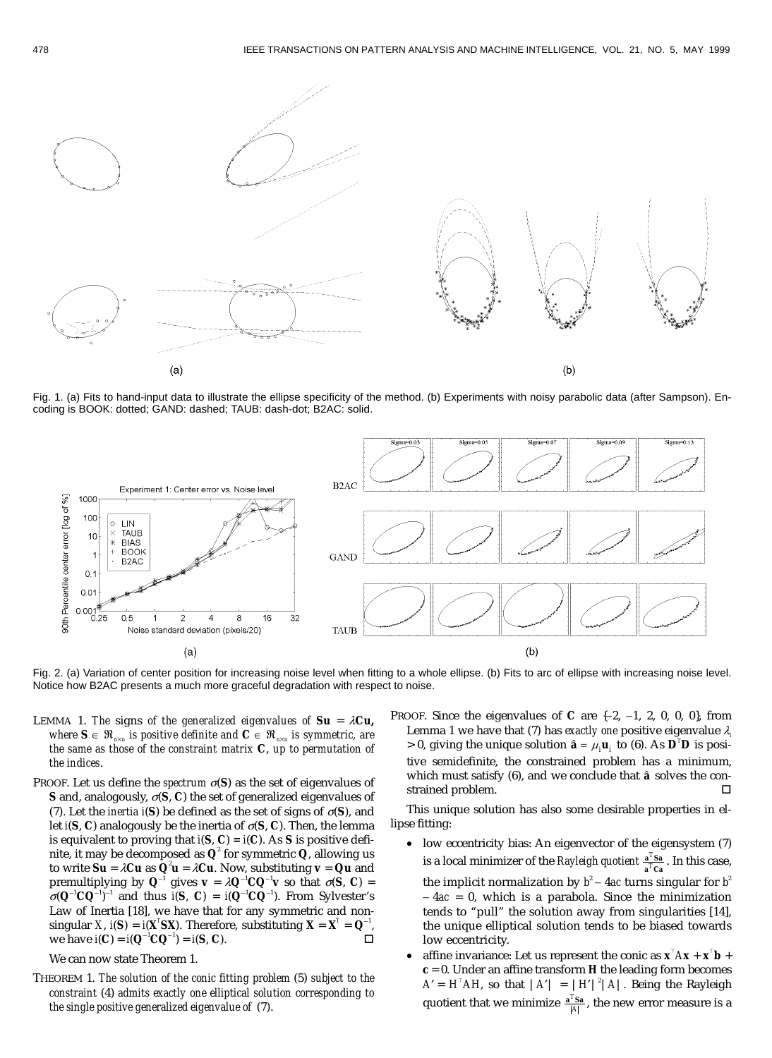Fig. 1. (a) Fits to hand-input data to illustrate the ellipse specificity of the method. (b) Experiments with noisy parabolic data (after Sampson). Encoding is BOOK: dotted; GAND: dashed; TAUB: dash-dot; B2AC: solid.

Fig. 2. (a) Variation of center position for increasing noise level when fitting to a whole ellipse. (b) Fits to arc of ellipse with increasing noise level. Notice how B2AC presents a much more graceful degradation with respect to noise.

LEMMA 1. *The* signs *of the generalized eigenvalues of* $\mathbf{Su} = \lambda\mathbf{Cu}$, *where* $\mathbf{S} \in \Re_{n\times n}$ *is positive definite and* $\mathbf{C} \in \Re_{n\times n}$ *is symmetric, are the same as those of the constraint matrix* $\mathbf{C}$, *up to permutation of the indices*.

PROOF. Let us define the *spectrum* $\sigma(\mathbf{S})$ as the set of eigenvalues of $\mathbf{S}$ and, analogously, $\sigma(\mathbf{S}, \mathbf{C})$ the set of generalized eigenvalues of (7). Let the *inertia* $i(\mathbf{S})$ be defined as the set of signs of $\sigma(\mathbf{S})$, and let $i(\mathbf{S}, \mathbf{C})$ analogously be the inertia of $\sigma(\mathbf{S}, \mathbf{C})$. Then, the lemma is equivalent to proving that $i(\mathbf{S}, \mathbf{C}) = i(\mathbf{C})$. As $\mathbf{S}$ is positive definite, it may be decomposed as $\mathbf{Q}^2$ for symmetric $\mathbf{Q}$, allowing us to write $\mathbf{Su} = \lambda\mathbf{Cu}$ as $\mathbf{Q}^2\mathbf{u} = \lambda\mathbf{Cu}$. Now, substituting $\mathbf{v} = \mathbf{Qu}$ and premultiplying by $\mathbf{Q}^{-1}$ gives $\mathbf{v} = \lambda\mathbf{Q}^{-1}\mathbf{C}\mathbf{Q}^{-1}\mathbf{v}$ so that $\sigma(\mathbf{S}, \mathbf{C}) = \sigma(\mathbf{Q}^{-1}\mathbf{C}\mathbf{Q}^{-1})^{-1}$ and thus $i(\mathbf{S}, \mathbf{C}) = i(\mathbf{Q}^{-1}\mathbf{C}\mathbf{Q}^{-1})$. From Sylvester's Law of Inertia [18], we have that for any symmetric and nonsingular $X$, $i(\mathbf{S}) = i(\mathbf{X}^T\mathbf{S}\mathbf{X})$. Therefore, substituting $\mathbf{X} = \mathbf{X}^T = \mathbf{Q}^{-1}$, we have $i(\mathbf{C}) = i(\mathbf{Q}^{-1}\mathbf{C}\mathbf{Q}^{-1}) = i(\mathbf{S}, \mathbf{C})$. □

We can now state Theorem 1.

THEOREM 1. *The solution of the conic fitting problem* (5) *subject to the constraint* (4) *admits exactly one elliptical solution corresponding to the single positive generalized eigenvalue of* (7).

PROOF. Since the eigenvalues of $\mathbf{C}$ are $\{-2, -1, 2, 0, 0, 0\}$, from Lemma 1 we have that (7) has *exactly one* positive eigenvalue $\lambda_i > 0$, giving the unique solution $\hat{\mathbf{a}} = \mu_i\mathbf{u}_i$ to (6). As $\mathbf{D}^T\mathbf{D}$ is positive semidefinite, the constrained problem has a minimum, which must satisfy (6), and we conclude that $\hat{\mathbf{a}}$ solves the constrained problem. □

This unique solution has also some desirable properties in ellipse fitting:

- low eccentricity bias: An eigenvector of the eigensystem (7) is a local minimizer of the *Rayleigh quotient* $\frac{\mathbf{a}^T\mathbf{S}\mathbf{a}}{\mathbf{a}^T\mathbf{C}\mathbf{a}}$. In this case, the implicit normalization by $b^2 - 4ac$ turns singular for $b^2 - 4ac = 0$, which is a parabola. Since the minimization tends to "pull" the solution away from singularities [14], the unique elliptical solution tends to be biased towards low eccentricity.
- affine invariance: Let us represent the conic as $\mathbf{x}^\top A\mathbf{x} + \mathbf{x}^\top\mathbf{b} + \mathbf{c} = 0$. Under an affine transform $\mathbf{H}$ the leading form becomes $A' = H^\top AH$, so that $|A'| = |H'|^2|A|$. Being the Rayleigh quotient that we minimize $\frac{\mathbf{a}^T\mathbf{S}\mathbf{a}}{|A|}$, the new error measure is a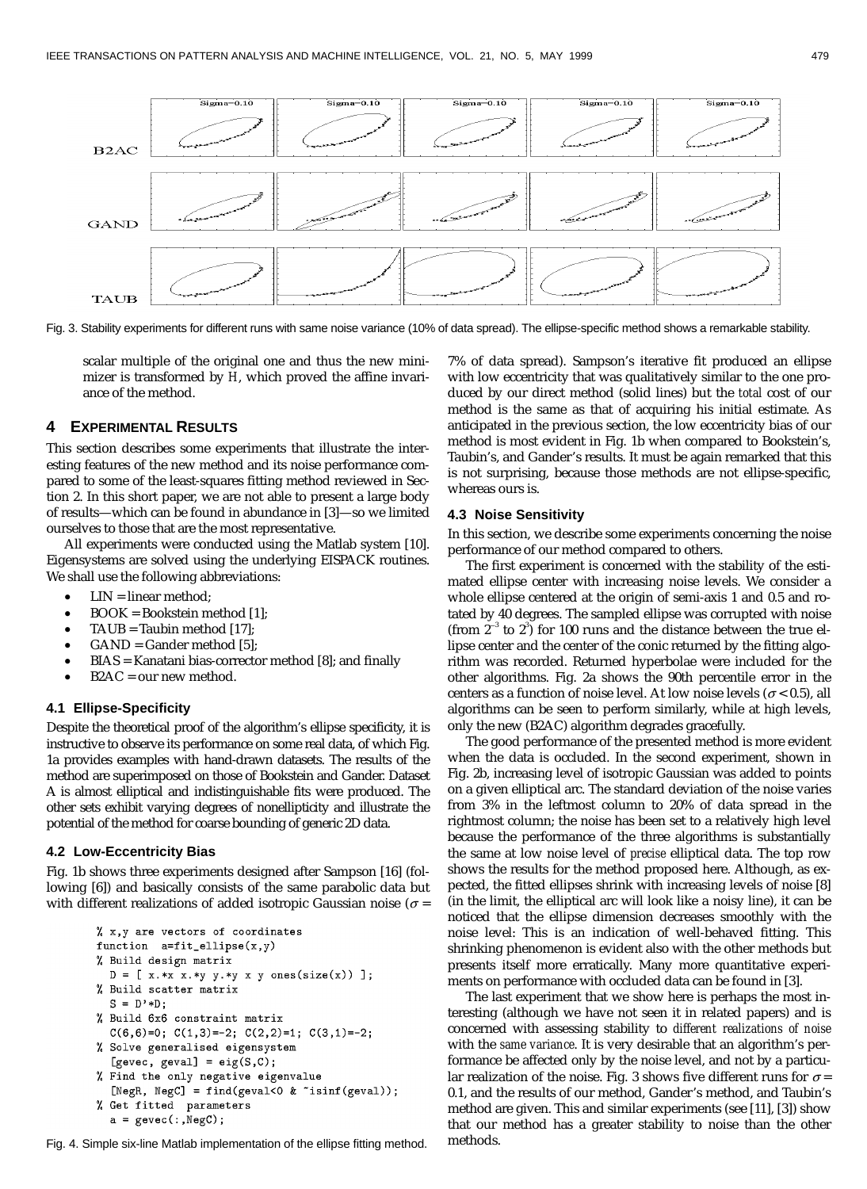Fig. 3. Stability experiments for different runs with same noise variance (10% of data spread). The ellipse-specific method shows a remarkable stability.

scalar multiple of the original one and thus the new minimizer is transformed by $H$, which proved the affine invariance of the method.

## 4 Experimental Results

This section describes some experiments that illustrate the interesting features of the new method and its noise performance compared to some of the least-squares fitting method reviewed in Section 2. In this short paper, we are not able to present a large body of results—which can be found in abundance in [3]—so we limited ourselves to those that are the most representative.

All experiments were conducted using the Matlab system [10]. Eigensystems are solved using the underlying EISPACK routines. We shall use the following abbreviations:

- LIN = linear method;
- BOOK = Bookstein method [1];
- TAUB = Taubin method [17];
- GAND = Gander method [5];
- BIAS = Kanatani bias-corrector method [8]; and finally
- B2AC = our new method.

### 4.1 Ellipse-Specificity

Despite the theoretical proof of the algorithm's ellipse specificity, it is instructive to observe its performance on some real data, of which Fig. 1a provides examples with hand-drawn datasets. The results of the method are superimposed on those of Bookstein and Gander. Dataset A is almost elliptical and indistinguishable fits were produced. The other sets exhibit varying degrees of nonellipticity and illustrate the potential of the method for coarse bounding of generic 2D data.

### 4.2 Low-Eccentricity Bias

Fig. 1b shows three experiments designed after Sampson [16] (following [6]) and basically consists of the same parabolic data but with different realizations of added isotropic Gaussian noise ($\sigma$ = 7% of data spread). Sampson's iterative fit produced an ellipse with low eccentricity that was qualitatively similar to the one produced by our direct method (solid lines) but the *total* cost of our method is the same as that of acquiring his initial estimate. As anticipated in the previous section, the low eccentricity bias of our method is most evident in Fig. 1b when compared to Bookstein's, Taubin's, and Gander's results. It must be again remarked that this is not surprising, because those methods are not ellipse-specific, whereas ours is.

```
% x,y are vectors of coordinates
function  a=fit_ellipse(x,y)
% Build design matrix
  D = [ x.*x x.*y y.*y x y ones(size(x)) ];
% Build scatter matrix
  S = D'*D;
% Build 6x6 constraint matrix
  C(6,6)=0; C(1,3)=-2; C(2,2)=1; C(3,1)=-2;
% Solve generalised eigensystem
  [gevec, geval] = eig(S,C);
% Find the only negative eigenvalue
  [NegR, NegC] = find(geval<0 & ~isinf(geval));
% Get fitted  parameters
  a = gevec(:,NegC);
```

Fig. 4. Simple six-line Matlab implementation of the ellipse fitting method.

### 4.3 Noise Sensitivity

In this section, we describe some experiments concerning the noise performance of our method compared to others.

The first experiment is concerned with the stability of the estimated ellipse center with increasing noise levels. We consider a whole ellipse centered at the origin of semi-axis 1 and 0.5 and rotated by 40 degrees. The sampled ellipse was corrupted with noise (from $2^{-3}$ to $2^{3}$) for 100 runs and the distance between the true ellipse center and the center of the conic returned by the fitting algorithm was recorded. Returned hyperbolae were included for the other algorithms. Fig. 2a shows the 90th percentile error in the centers as a function of noise level. At low noise levels ($\sigma$ < 0.5), all algorithms can be seen to perform similarly, while at high levels, only the new (B2AC) algorithm degrades gracefully.

The good performance of the presented method is more evident when the data is occluded. In the second experiment, shown in Fig. 2b, increasing level of isotropic Gaussian was added to points on a given elliptical arc. The standard deviation of the noise varies from 3% in the leftmost column to 20% of data spread in the rightmost column; the noise has been set to a relatively high level because the performance of the three algorithms is substantially the same at low noise level of *precise* elliptical data. The top row shows the results for the method proposed here. Although, as expected, the fitted ellipses shrink with increasing levels of noise [8] (in the limit, the elliptical arc will look like a noisy line), it can be noticed that the ellipse dimension decreases smoothly with the noise level: This is an indication of well-behaved fitting. This shrinking phenomenon is evident also with the other methods but presents itself more erratically. Many more quantitative experiments on performance with occluded data can be found in [3].

The last experiment that we show here is perhaps the most interesting (although we have not seen it in related papers) and is concerned with assessing stability to *different realizations of noise* with the *same variance*. It is very desirable that an algorithm's performance be affected only by the noise level, and not by a particular realization of the noise. Fig. 3 shows five different runs for $\sigma$ = 0.1, and the results of our method, Gander's method, and Taubin's method are given. This and similar experiments (see [11], [3]) show that our method has a greater stability to noise than the other methods.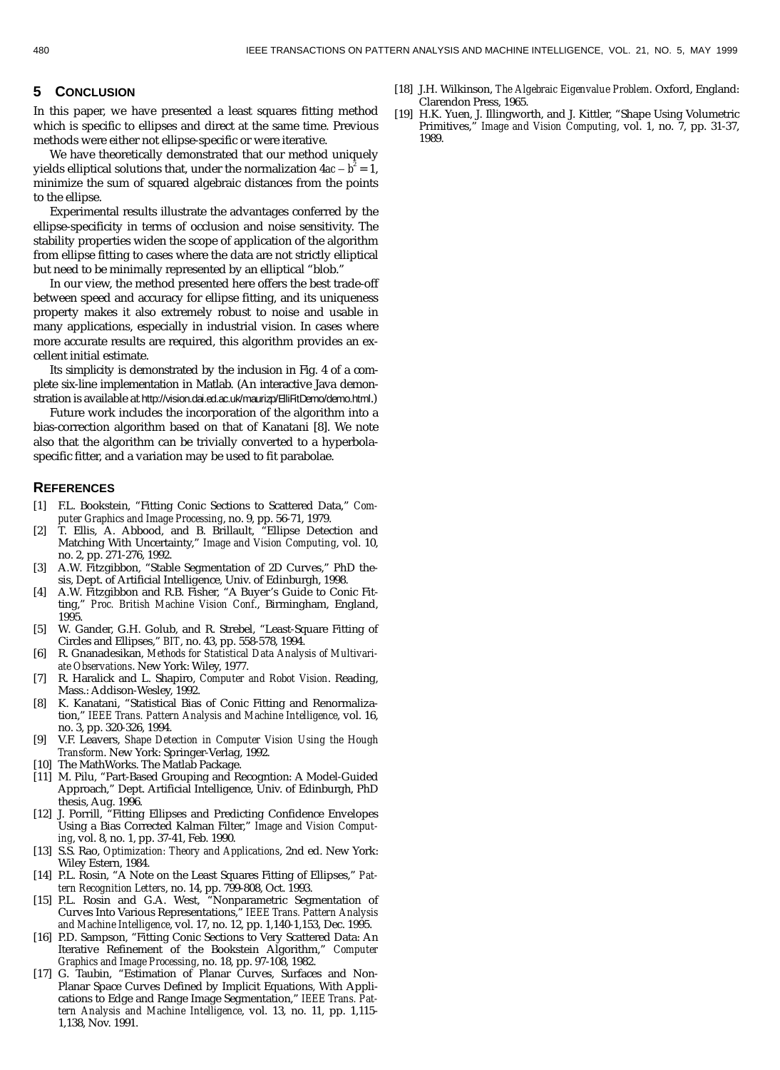## 5 Conclusion

In this paper, we have presented a least squares fitting method which is specific to ellipses and direct at the same time. Previous methods were either not ellipse-specific or were iterative.

We have theoretically demonstrated that our method uniquely yields elliptical solutions that, under the normalization $4ac - b^2 = 1$, minimize the sum of squared algebraic distances from the points to the ellipse.

Experimental results illustrate the advantages conferred by the ellipse-specificity in terms of occlusion and noise sensitivity. The stability properties widen the scope of application of the algorithm from ellipse fitting to cases where the data are not strictly elliptical but need to be minimally represented by an elliptical "blob."

In our view, the method presented here offers the best trade-off between speed and accuracy for ellipse fitting, and its uniqueness property makes it also extremely robust to noise and usable in many applications, especially in industrial vision. In cases where more accurate results are required, this algorithm provides an excellent initial estimate.

Its simplicity is demonstrated by the inclusion in Fig. 4 of a complete six-line implementation in Matlab. (An interactive Java demonstration is available at http://vision.dai.ed.ac.uk/maurizp/ElliFitDemo/demo.html.)

Future work includes the incorporation of the algorithm into a bias-correction algorithm based on that of Kanatani [8]. We note also that the algorithm can be trivially converted to a hyperbola-specific fitter, and a variation may be used to fit parabolae.

## References

[1] F.L. Bookstein, "Fitting Conic Sections to Scattered Data," *Computer Graphics and Image Processing*, no. 9, pp. 56-71, 1979.

[2] T. Ellis, A. Abbood, and B. Brillault, "Ellipse Detection and Matching With Uncertainty," *Image and Vision Computing*, vol. 10, no. 2, pp. 271-276, 1992.

[3] A.W. Fitzgibbon, "Stable Segmentation of 2D Curves," PhD thesis, Dept. of Artificial Intelligence, Univ. of Edinburgh, 1998.

[4] A.W. Fitzgibbon and R.B. Fisher, "A Buyer's Guide to Conic Fitting," *Proc. British Machine Vision Conf.*, Birmingham, England, 1995.

[5] W. Gander, G.H. Golub, and R. Strebel, "Least-Square Fitting of Circles and Ellipses," *BIT*, no. 43, pp. 558-578, 1994.

[6] R. Gnanadesikan, *Methods for Statistical Data Analysis of Multivariate Observations*. New York: Wiley, 1977.

[7] R. Haralick and L. Shapiro, *Computer and Robot Vision*. Reading, Mass.: Addison-Wesley, 1992.

[8] K. Kanatani, "Statistical Bias of Conic Fitting and Renormalization," *IEEE Trans. Pattern Analysis and Machine Intelligence*, vol. 16, no. 3, pp. 320-326, 1994.

[9] V.F. Leavers, *Shape Detection in Computer Vision Using the Hough Transform*. New York: Springer-Verlag, 1992.

[10] The MathWorks. The Matlab Package.

[11] M. Pilu, "Part-Based Grouping and Recogntion: A Model-Guided Approach," Dept. Artificial Intelligence, Univ. of Edinburgh, PhD thesis, Aug. 1996.

[12] J. Porrill, "Fitting Ellipses and Predicting Confidence Envelopes Using a Bias Corrected Kalman Filter," *Image and Vision Computing*, vol. 8, no. 1, pp. 37-41, Feb. 1990.

[13] S.S. Rao, *Optimization: Theory and Applications*, 2nd ed. New York: Wiley Estern, 1984.

[14] P.L. Rosin, "A Note on the Least Squares Fitting of Ellipses," *Pattern Recognition Letters*, no. 14, pp. 799-808, Oct. 1993.

[15] P.L. Rosin and G.A. West, "Nonparametric Segmentation of Curves Into Various Representations," *IEEE Trans. Pattern Analysis and Machine Intelligence*, vol. 17, no. 12, pp. 1,140-1,153, Dec. 1995.

[16] P.D. Sampson, "Fitting Conic Sections to Very Scattered Data: An Iterative Refinement of the Bookstein Algorithm," *Computer Graphics and Image Processing*, no. 18, pp. 97-108, 1982.

[17] G. Taubin, "Estimation of Planar Curves, Surfaces and Non-Planar Space Curves Defined by Implicit Equations, With Applications to Edge and Range Image Segmentation," *IEEE Trans. Pattern Analysis and Machine Intelligence*, vol. 13, no. 11, pp. 1,115-1,138, Nov. 1991.

[18] J.H. Wilkinson, *The Algebraic Eigenvalue Problem*. Oxford, England: Clarendon Press, 1965.

[19] H.K. Yuen, J. Illingworth, and J. Kittler, "Shape Using Volumetric Primitives," *Image and Vision Computing*, vol. 1, no. 7, pp. 31-37, 1989.